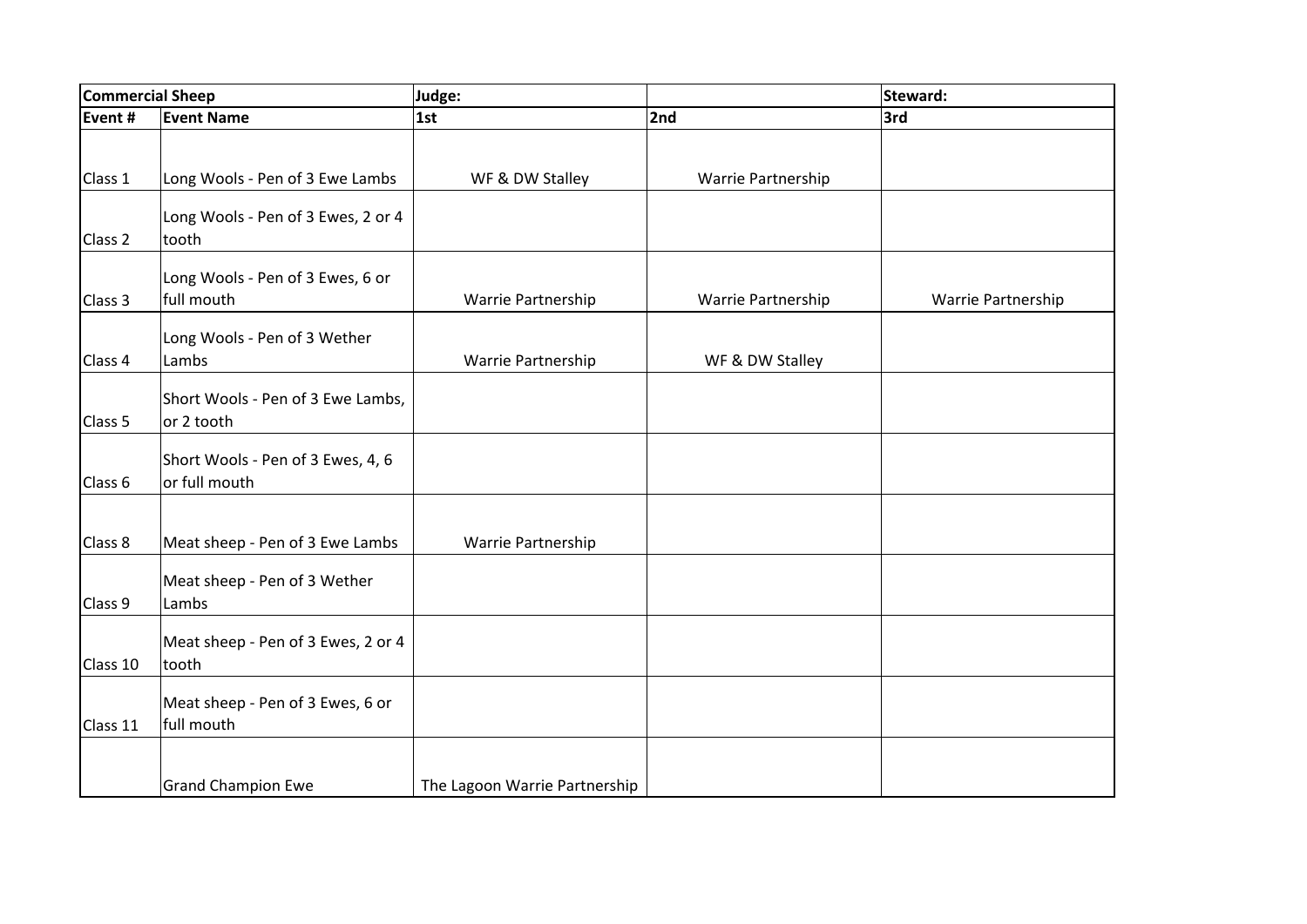| Commercial Sheep | | Judge: | | Steward: |
|---|---|---|---|---|
| **Event #** | **Event Name** | **1st** | **2nd** | **3rd** |
| Class 1 | Long Wools - Pen of 3 Ewe Lambs | WF & DW Stalley | Warrie Partnership | |
| Class 2 | Long Wools - Pen of 3 Ewes, 2 or 4 tooth | | | |
| Class 3 | Long Wools - Pen of 3 Ewes, 6 or full mouth | Warrie Partnership | Warrie Partnership | Warrie Partnership |
| Class 4 | Long Wools - Pen of 3 Wether Lambs | Warrie Partnership | WF & DW Stalley | |
| Class 5 | Short Wools - Pen of 3 Ewe Lambs, or 2 tooth | | | |
| Class 6 | Short Wools - Pen of 3 Ewes, 4, 6 or full mouth | | | |
| Class 8 | Meat sheep - Pen of 3 Ewe Lambs | Warrie Partnership | | |
| Class 9 | Meat sheep - Pen of 3 Wether Lambs | | | |
| Class 10 | Meat sheep - Pen of 3 Ewes, 2 or 4 tooth | | | |
| Class 11 | Meat sheep - Pen of 3 Ewes, 6 or full mouth | | | |
| | Grand Champion Ewe | The Lagoon Warrie Partnership | | |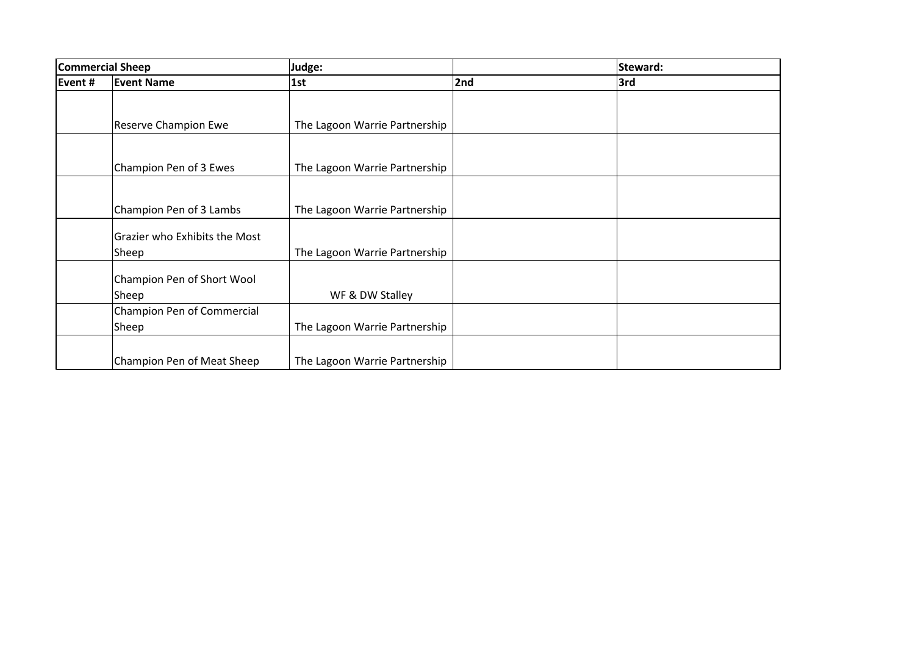| Commercial Sheep | | Judge: | | Steward: |
|---|---|---|---|---|
| Event # | Event Name | 1st | 2nd | 3rd |
| | Reserve Champion Ewe | The Lagoon Warrie Partnership | | |
| | Champion Pen of 3 Ewes | The Lagoon Warrie Partnership | | |
| | Champion Pen of 3 Lambs | The Lagoon Warrie Partnership | | |
| | Grazier who Exhibits the Most Sheep | The Lagoon Warrie Partnership | | |
| | Champion Pen of Short Wool Sheep | WF & DW Stalley | | |
| | Champion Pen of Commercial Sheep | The Lagoon Warrie Partnership | | |
| | Champion Pen of Meat Sheep | The Lagoon Warrie Partnership | | |